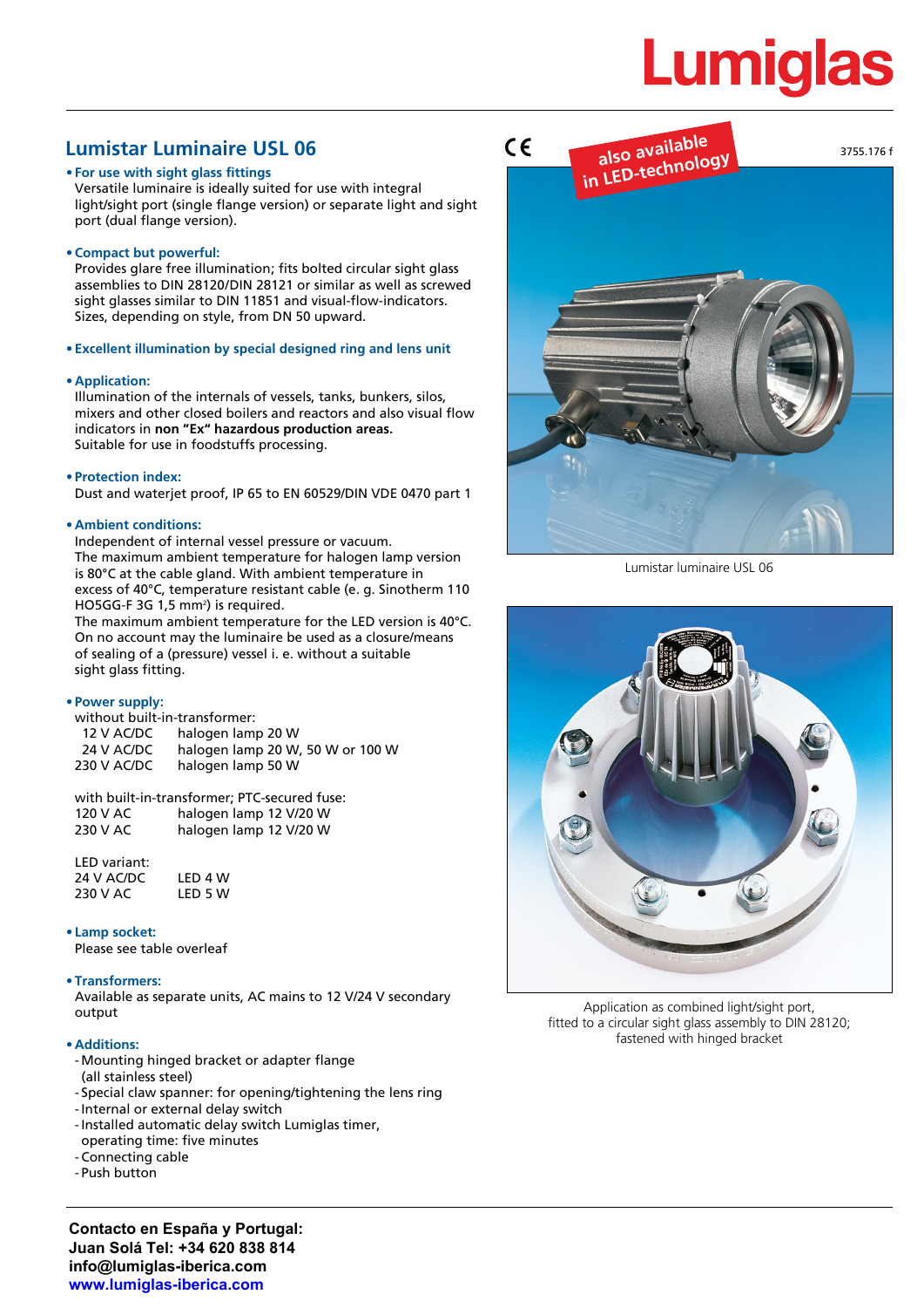Lumiglas

## Lumistar Luminaire USL 06

- **For use with sight glass fittings**
  Versatile luminaire is ideally suited for use with integral light/sight port (single flange version) or separate light and sight port (dual flange version).

- **Compact but powerful:**
  Provides glare free illumination; fits bolted circular sight glass assemblies to DIN 28120/DIN 28121 or similar as well as screwed sight glasses similar to DIN 11851 and visual-flow-indicators. Sizes, depending on style, from DN 50 upward.

- **Excellent illumination by special designed ring and lens unit**

- **Application:**
  Illumination of the internals of vessels, tanks, bunkers, silos, mixers and other closed boilers and reactors and also visual flow indicators in **non "Ex" hazardous production areas.**
  Suitable for use in foodstuffs processing.

- **Protection index:**
  Dust and waterjet proof, IP 65 to EN 60529/DIN VDE 0470 part 1

- **Ambient conditions:**
  Independent of internal vessel pressure or vacuum.
  The maximum ambient temperature for halogen lamp version is 80°C at the cable gland. With ambient temperature in excess of 40°C, temperature resistant cable (e. g. Sinotherm 110 HO5GG-F 3G 1,5 mm²) is required.
  The maximum ambient temperature for the LED version is 40°C.
  On no account may the luminaire be used as a closure/means of sealing of a (pressure) vessel i. e. without a suitable sight glass fitting.

- **Power supply:**
  without built-in-transformer:

| | |
|---|---|
| 12 V AC/DC | halogen lamp 20 W |
| 24 V AC/DC | halogen lamp 20 W, 50 W or 100 W |
| 230 V AC/DC | halogen lamp 50 W |

  with built-in-transformer; PTC-secured fuse:

| | |
|---|---|
| 120 V AC | halogen lamp 12 V/20 W |
| 230 V AC | halogen lamp 12 V/20 W |

  LED variant:

| | |
|---|---|
| 24 V AC/DC | LED 4 W |
| 230 V AC | LED 5 W |

- **Lamp socket:**
  Please see table overleaf

- **Transformers:**
  Available as separate units, AC mains to 12 V/24 V secondary output

- **Additions:**
  - Mounting hinged bracket or adapter flange (all stainless steel)
  - Special claw spanner: for opening/tightening the lens ring
  - Internal or external delay switch
  - Installed automatic delay switch Lumiglas timer, operating time: five minutes
  - Connecting cable
  - Push button

CE

also available in LED-technology

3755.176 f

Lumistar luminaire USL 06

Application as combined light/sight port, fitted to a circular sight glass assembly to DIN 28120; fastened with hinged bracket

**Contacto en España y Portugal:**
**Juan Solá Tel: +34 620 838 814**
**info@lumiglas-iberica.com**
**www.lumiglas-iberica.com**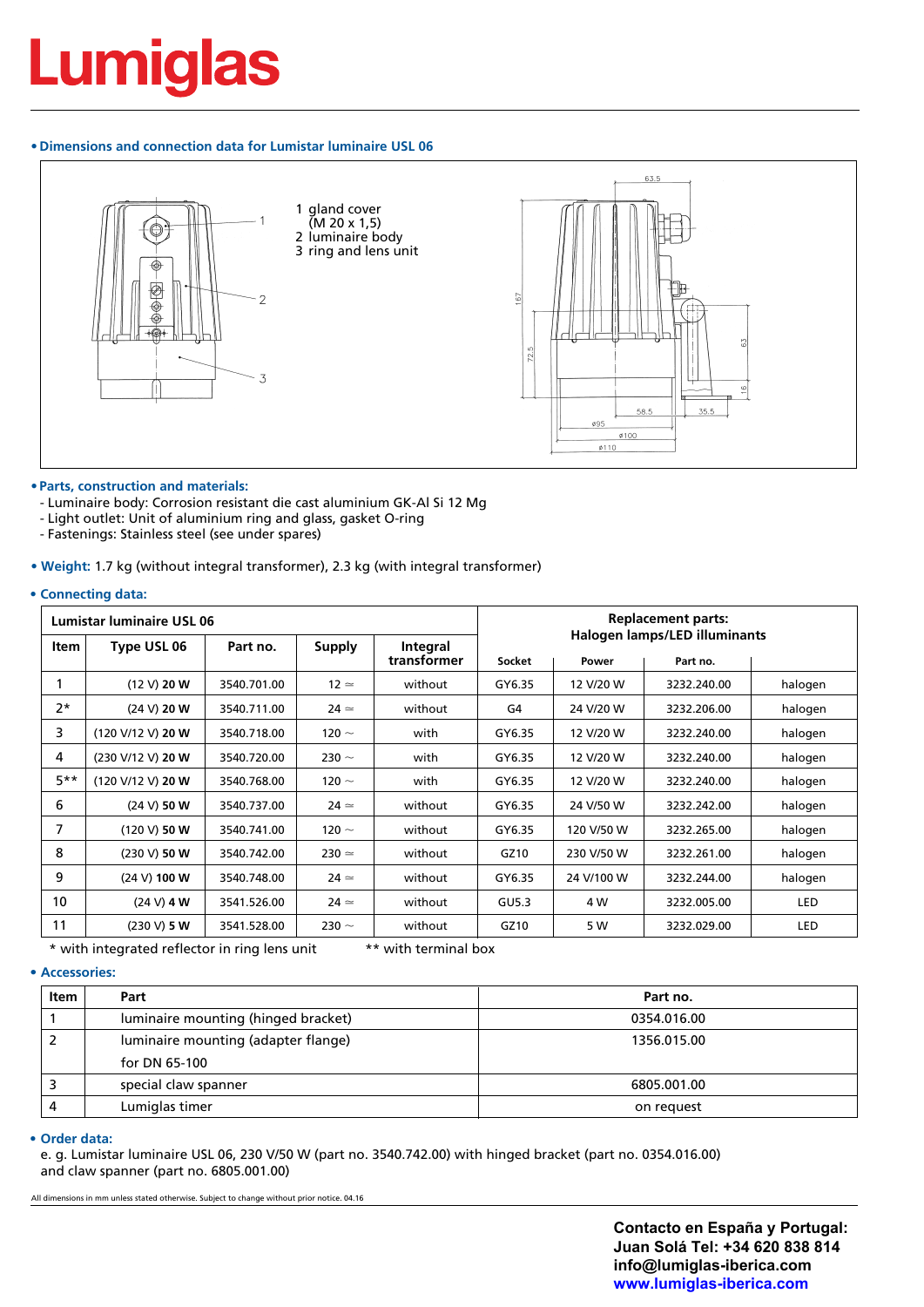# Lumiglas

- **Dimensions and connection data for Lumistar luminaire USL 06**

1 gland cover (M 20 x 1,5)
2 luminaire body
3 ring and lens unit

63.5
167
72.5
63
16
58.5
35.5
ø95
ø100
ø110

- **Parts, construction and materials:**
  - Luminaire body: Corrosion resistant die cast aluminium GK-Al Si 12 Mg
  - Light outlet: Unit of aluminium ring and glass, gasket O-ring
  - Fastenings: Stainless steel (see under spares)

- **Weight:** 1.7 kg (without integral transformer), 2.3 kg (with integral transformer)

- **Connecting data:**

| Lumistar luminaire USL 06 | | | | | Replacement parts: Halogen lamps/LED illuminants | | | |
|---|---|---|---|---|---|---|---|---|
| **Item** | **Type USL 06** | **Part no.** | **Supply** | **Integral transformer** | **Socket** | **Power** | **Part no.** | |
| 1 | (12 V) **20 W** | 3540.701.00 | 12 ≃ | without | GY6.35 | 12 V/20 W | 3232.240.00 | halogen |
| 2* | (24 V) **20 W** | 3540.711.00 | 24 ≃ | without | G4 | 24 V/20 W | 3232.206.00 | halogen |
| 3 | (120 V/12 V) **20 W** | 3540.718.00 | 120 ~ | with | GY6.35 | 12 V/20 W | 3232.240.00 | halogen |
| 4 | (230 V/12 V) **20 W** | 3540.720.00 | 230 ~ | with | GY6.35 | 12 V/20 W | 3232.240.00 | halogen |
| 5** | (120 V/12 V) **20 W** | 3540.768.00 | 120 ~ | with | GY6.35 | 12 V/20 W | 3232.240.00 | halogen |
| 6 | (24 V) **50 W** | 3540.737.00 | 24 ≃ | without | GY6.35 | 24 V/50 W | 3232.242.00 | halogen |
| 7 | (120 V) **50 W** | 3540.741.00 | 120 ~ | without | GY6.35 | 120 V/50 W | 3232.265.00 | halogen |
| 8 | (230 V) **50 W** | 3540.742.00 | 230 ≃ | without | GZ10 | 230 V/50 W | 3232.261.00 | halogen |
| 9 | (24 V) **100 W** | 3540.748.00 | 24 ≃ | without | GY6.35 | 24 V/100 W | 3232.244.00 | halogen |
| 10 | (24 V) **4 W** | 3541.526.00 | 24 ≃ | without | GU5.3 | 4 W | 3232.005.00 | LED |
| 11 | (230 V) **5 W** | 3541.528.00 | 230 ~ | without | GZ10 | 5 W | 3232.029.00 | LED |

\* with integrated reflector in ring lens unit   ** with terminal box

- **Accessories:**

| Item | Part | Part no. |
|---|---|---|
| 1 | luminaire mounting (hinged bracket) | 0354.016.00 |
| 2 | luminaire mounting (adapter flange) for DN 65-100 | 1356.015.00 |
| 3 | special claw spanner | 6805.001.00 |
| 4 | Lumiglas timer | on request |

- **Order data:**

e. g. Lumistar luminaire USL 06, 230 V/50 W (part no. 3540.742.00) with hinged bracket (part no. 0354.016.00) and claw spanner (part no. 6805.001.00)

All dimensions in mm unless stated otherwise. Subject to change without prior notice. 04.16

**Contacto en España y Portugal:**
**Juan Solá Tel: +34 620 838 814**
**info@lumiglas-iberica.com**
**www.lumiglas-iberica.com**